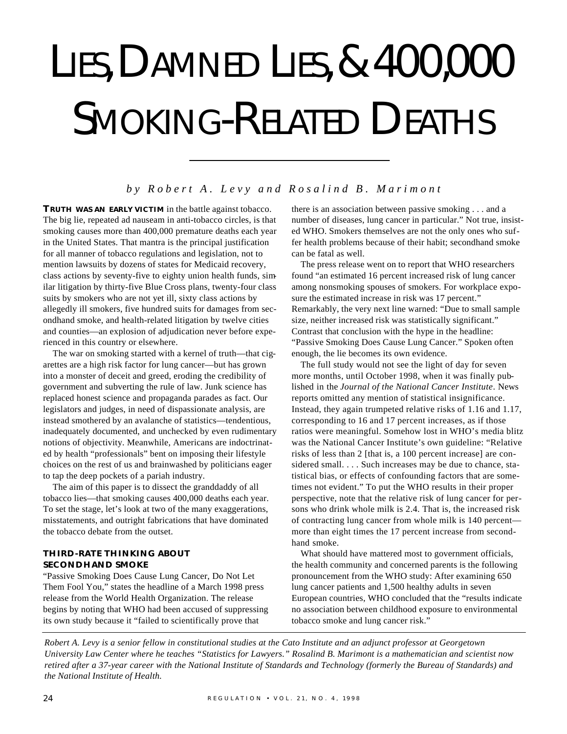# Lies, Damned Lies, & 400,000 Smoking-Related Deaths

*by Robert A. Levy and Rosalind B. Marimont*

**TRUTH WAS AN EARLY VICTIM** in the battle against tobacco. The big lie, repeated ad nauseam in anti-tobacco circles, is that smoking causes more than 400,000 premature deaths each year in the United States. That mantra is the principal justification for all manner of tobacco regulations and legislation, not to mention lawsuits by dozens of states for Medicaid recovery, class actions by seventy-five to eighty union health funds, similar litigation by thirty-five Blue Cross plans, twenty-four class suits by smokers who are not yet ill, sixty class actions by allegedly ill smokers, five hundred suits for damages from secondhand smoke, and health-related litigation by twelve cities and counties—an explosion of adjudication never before experienced in this country or elsewhere.

The war on smoking started with a kernel of truth—that cigarettes are a high risk factor for lung cancer—but has grown into a monster of deceit and greed, eroding the credibility of government and subverting the rule of law. Junk science has replaced honest science and propaganda parades as fact. Our legislators and judges, in need of dispassionate analysis, are instead smothered by an avalanche of statistics—tendentious, inadequately documented, and unchecked by even rudimentary notions of objectivity. Meanwhile, Americans are indoctrinated by health "professionals" bent on imposing their lifestyle choices on the rest of us and brainwashed by politicians eager to tap the deep pockets of a pariah industry.

The aim of this paper is to dissect the granddaddy of all tobacco lies—that smoking causes 400,000 deaths each year. To set the stage, let's look at two of the many exaggerations, misstatements, and outright fabrications that have dominated the tobacco debate from the outset.

## THIRD-RATE THINKING ABOUT SECONDHAND SMOKE

"Passive Smoking Does Cause Lung Cancer, Do Not Let Them Fool You," states the headline of a March 1998 press release from the World Health Organization. The release begins by noting that WHO had been accused of suppressing its own study because it "failed to scientifically prove that there is an association between passive smoking . . . and a number of diseases, lung cancer in particular." Not true, insisted WHO. Smokers themselves are not the only ones who suffer health problems because of their habit; secondhand smoke can be fatal as well.

The press release went on to report that WHO researchers found "an estimated 16 percent increased risk of lung cancer among nonsmoking spouses of smokers. For workplace exposure the estimated increase in risk was 17 percent." Remarkably, the very next line warned: "Due to small sample size, neither increased risk was statistically significant." Contrast that conclusion with the hype in the headline: "Passive Smoking Does Cause Lung Cancer." Spoken often enough, the lie becomes its own evidence.

The full study would not see the light of day for seven more months, until October 1998, when it was finally published in the *Journal of the National Cancer Institute*. News reports omitted any mention of statistical insignificance. Instead, they again trumpeted relative risks of 1.16 and 1.17, corresponding to 16 and 17 percent increases, as if those ratios were meaningful. Somehow lost in WHO's media blitz was the National Cancer Institute's own guideline: "Relative risks of less than 2 [that is, a 100 percent increase] are considered small. . . . Such increases may be due to chance, statistical bias, or effects of confounding factors that are sometimes not evident." To put the WHO results in their proper perspective, note that the relative risk of lung cancer for persons who drink whole milk is 2.4. That is, the increased risk of contracting lung cancer from whole milk is 140 percent—more than eight times the 17 percent increase from secondhand smoke.

What should have mattered most to government officials, the health community and concerned parents is the following pronouncement from the WHO study: After examining 650 lung cancer patients and 1,500 healthy adults in seven European countries, WHO concluded that the "results indicate no association between childhood exposure to environmental tobacco smoke and lung cancer risk."

*Robert A. Levy is a senior fellow in constitutional studies at the Cato Institute and an adjunct professor at Georgetown University Law Center where he teaches "Statistics for Lawyers." Rosalind B. Marimont is a mathematician and scientist now retired after a 37-year career with the National Institute of Standards and Technology (formerly the Bureau of Standards) and the National Institute of Health.*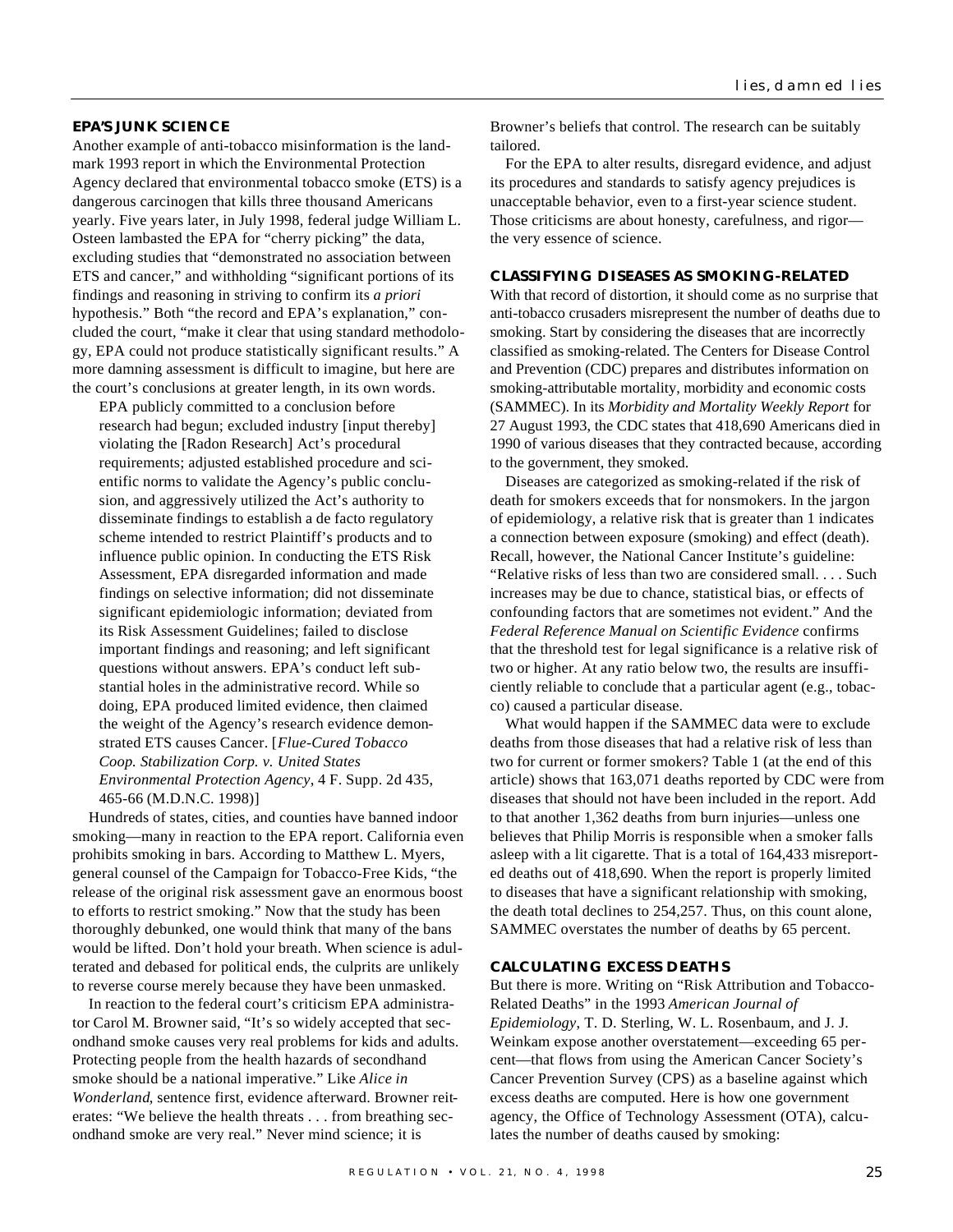### EPA'S JUNK SCIENCE

Another example of anti-tobacco misinformation is the landmark 1993 report in which the Environmental Protection Agency declared that environmental tobacco smoke (ETS) is a dangerous carcinogen that kills three thousand Americans yearly. Five years later, in July 1998, federal judge William L. Osteen lambasted the EPA for "cherry picking" the data, excluding studies that "demonstrated no association between ETS and cancer," and withholding "significant portions of its findings and reasoning in striving to confirm its *a priori* hypothesis." Both "the record and EPA's explanation," concluded the court, "make it clear that using standard methodology, EPA could not produce statistically significant results." A more damning assessment is difficult to imagine, but here are the court's conclusions at greater length, in its own words.

> EPA publicly committed to a conclusion before research had begun; excluded industry [input thereby] violating the [Radon Research] Act's procedural requirements; adjusted established procedure and scientific norms to validate the Agency's public conclusion, and aggressively utilized the Act's authority to disseminate findings to establish a de facto regulatory scheme intended to restrict Plaintiff's products and to influence public opinion. In conducting the ETS Risk Assessment, EPA disregarded information and made findings on selective information; did not disseminate significant epidemiologic information; deviated from its Risk Assessment Guidelines; failed to disclose important findings and reasoning; and left significant questions without answers. EPA's conduct left substantial holes in the administrative record. While so doing, EPA produced limited evidence, then claimed the weight of the Agency's research evidence demonstrated ETS causes Cancer. [*Flue-Cured Tobacco Coop. Stabilization Corp. v. United States Environmental Protection Agency*, 4 F. Supp. 2d 435, 465-66 (M.D.N.C. 1998)]

Hundreds of states, cities, and counties have banned indoor smoking—many in reaction to the EPA report. California even prohibits smoking in bars. According to Matthew L. Myers, general counsel of the Campaign for Tobacco-Free Kids, "the release of the original risk assessment gave an enormous boost to efforts to restrict smoking." Now that the study has been thoroughly debunked, one would think that many of the bans would be lifted. Don't hold your breath. When science is adulterated and debased for political ends, the culprits are unlikely to reverse course merely because they have been unmasked.

In reaction to the federal court's criticism EPA administrator Carol M. Browner said, "It's so widely accepted that secondhand smoke causes very real problems for kids and adults. Protecting people from the health hazards of secondhand smoke should be a national imperative." Like *Alice in Wonderland*, sentence first, evidence afterward. Browner reiterates: "We believe the health threats . . . from breathing secondhand smoke are very real." Never mind science; it is Browner's beliefs that control. The research can be suitably tailored.

For the EPA to alter results, disregard evidence, and adjust its procedures and standards to satisfy agency prejudices is unacceptable behavior, even to a first-year science student. Those criticisms are about honesty, carefulness, and rigor—the very essence of science.

### CLASSIFYING DISEASES AS SMOKING-RELATED

With that record of distortion, it should come as no surprise that anti-tobacco crusaders misrepresent the number of deaths due to smoking. Start by considering the diseases that are incorrectly classified as smoking-related. The Centers for Disease Control and Prevention (CDC) prepares and distributes information on smoking-attributable mortality, morbidity and economic costs (SAMMEC). In its *Morbidity and Mortality Weekly Report* for 27 August 1993, the CDC states that 418,690 Americans died in 1990 of various diseases that they contracted because, according to the government, they smoked.

Diseases are categorized as smoking-related if the risk of death for smokers exceeds that for nonsmokers. In the jargon of epidemiology, a relative risk that is greater than 1 indicates a connection between exposure (smoking) and effect (death). Recall, however, the National Cancer Institute's guideline: "Relative risks of less than two are considered small. . . . Such increases may be due to chance, statistical bias, or effects of confounding factors that are sometimes not evident." And the *Federal Reference Manual on Scientific Evidence* confirms that the threshold test for legal significance is a relative risk of two or higher. At any ratio below two, the results are insufficiently reliable to conclude that a particular agent (e.g., tobacco) caused a particular disease.

What would happen if the SAMMEC data were to exclude deaths from those diseases that had a relative risk of less than two for current or former smokers? Table 1 (at the end of this article) shows that 163,071 deaths reported by CDC were from diseases that should not have been included in the report. Add to that another 1,362 deaths from burn injuries—unless one believes that Philip Morris is responsible when a smoker falls asleep with a lit cigarette. That is a total of 164,433 misreported deaths out of 418,690. When the report is properly limited to diseases that have a significant relationship with smoking, the death total declines to 254,257. Thus, on this count alone, SAMMEC overstates the number of deaths by 65 percent.

### CALCULATING EXCESS DEATHS

But there is more. Writing on "Risk Attribution and Tobacco-Related Deaths" in the 1993 *American Journal of Epidemiology*, T. D. Sterling, W. L. Rosenbaum, and J. J. Weinkam expose another overstatement—exceeding 65 percent—that flows from using the American Cancer Society's Cancer Prevention Survey (CPS) as a baseline against which excess deaths are computed. Here is how one government agency, the Office of Technology Assessment (OTA), calculates the number of deaths caused by smoking: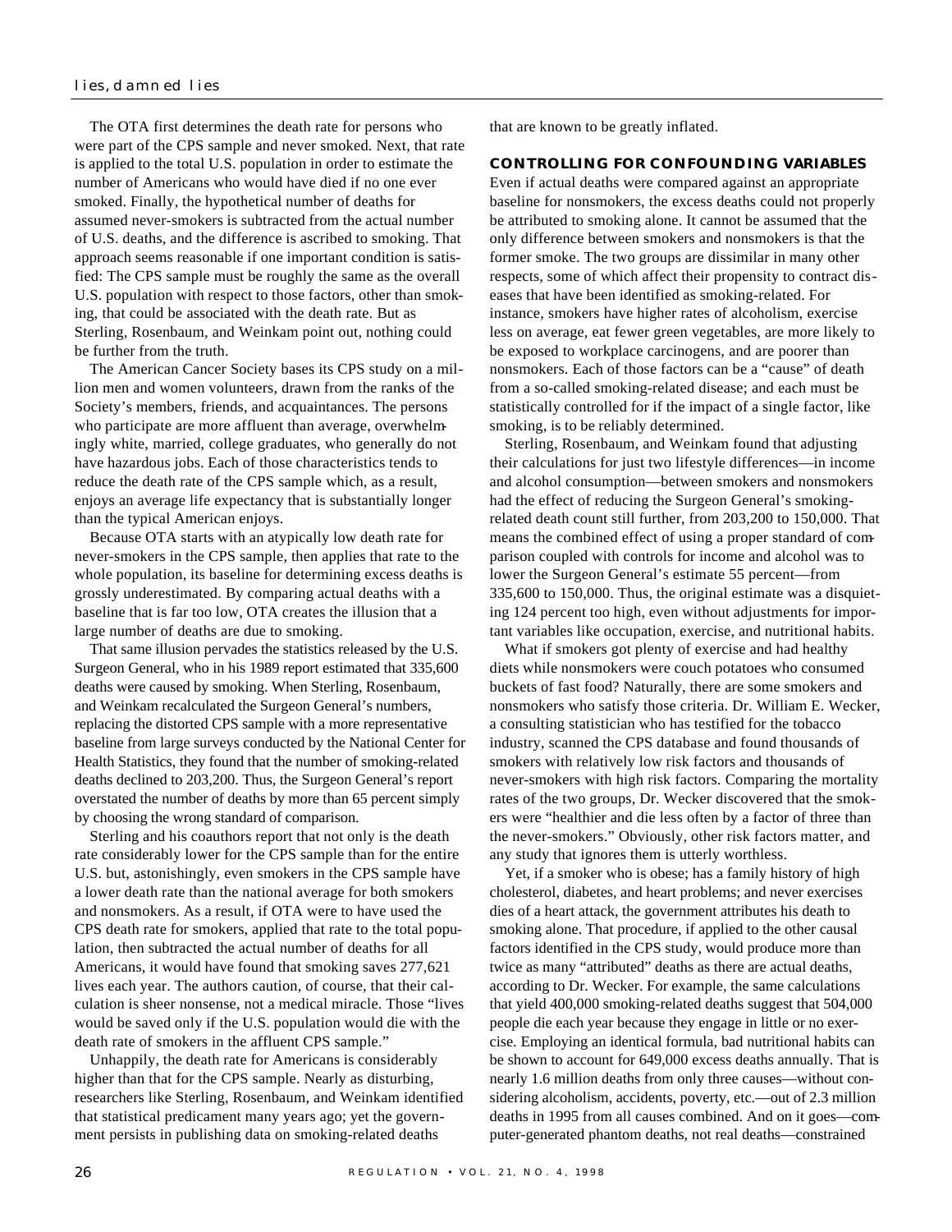The OTA first determines the death rate for persons who were part of the CPS sample and never smoked. Next, that rate is applied to the total U.S. population in order to estimate the number of Americans who would have died if no one ever smoked. Finally, the hypothetical number of deaths for assumed never-smokers is subtracted from the actual number of U.S. deaths, and the difference is ascribed to smoking. That approach seems reasonable if one important condition is satisfied: The CPS sample must be roughly the same as the overall U.S. population with respect to those factors, other than smoking, that could be associated with the death rate. But as Sterling, Rosenbaum, and Weinkam point out, nothing could be further from the truth.

The American Cancer Society bases its CPS study on a million men and women volunteers, drawn from the ranks of the Society's members, friends, and acquaintances. The persons who participate are more affluent than average, overwhelmingly white, married, college graduates, who generally do not have hazardous jobs. Each of those characteristics tends to reduce the death rate of the CPS sample which, as a result, enjoys an average life expectancy that is substantially longer than the typical American enjoys.

Because OTA starts with an atypically low death rate for never-smokers in the CPS sample, then applies that rate to the whole population, its baseline for determining excess deaths is grossly underestimated. By comparing actual deaths with a baseline that is far too low, OTA creates the illusion that a large number of deaths are due to smoking.

That same illusion pervades the statistics released by the U.S. Surgeon General, who in his 1989 report estimated that 335,600 deaths were caused by smoking. When Sterling, Rosenbaum, and Weinkam recalculated the Surgeon General's numbers, replacing the distorted CPS sample with a more representative baseline from large surveys conducted by the National Center for Health Statistics, they found that the number of smoking-related deaths declined to 203,200. Thus, the Surgeon General's report overstated the number of deaths by more than 65 percent simply by choosing the wrong standard of comparison.

Sterling and his coauthors report that not only is the death rate considerably lower for the CPS sample than for the entire U.S. but, astonishingly, even smokers in the CPS sample have a lower death rate than the national average for both smokers and nonsmokers. As a result, if OTA were to have used the CPS death rate for smokers, applied that rate to the total population, then subtracted the actual number of deaths for all Americans, it would have found that smoking saves 277,621 lives each year. The authors caution, of course, that their calculation is sheer nonsense, not a medical miracle. Those "lives would be saved only if the U.S. population would die with the death rate of smokers in the affluent CPS sample."

Unhappily, the death rate for Americans is considerably higher than that for the CPS sample. Nearly as disturbing, researchers like Sterling, Rosenbaum, and Weinkam identified that statistical predicament many years ago; yet the government persists in publishing data on smoking-related deaths that are known to be greatly inflated.

## CONTROLLING FOR CONFOUNDING VARIABLES

Even if actual deaths were compared against an appropriate baseline for nonsmokers, the excess deaths could not properly be attributed to smoking alone. It cannot be assumed that the only difference between smokers and nonsmokers is that the former smoke. The two groups are dissimilar in many other respects, some of which affect their propensity to contract diseases that have been identified as smoking-related. For instance, smokers have higher rates of alcoholism, exercise less on average, eat fewer green vegetables, are more likely to be exposed to workplace carcinogens, and are poorer than nonsmokers. Each of those factors can be a "cause" of death from a so-called smoking-related disease; and each must be statistically controlled for if the impact of a single factor, like smoking, is to be reliably determined.

Sterling, Rosenbaum, and Weinkam found that adjusting their calculations for just two lifestyle differences—in income and alcohol consumption—between smokers and nonsmokers had the effect of reducing the Surgeon General's smoking-related death count still further, from 203,200 to 150,000. That means the combined effect of using a proper standard of comparison coupled with controls for income and alcohol was to lower the Surgeon General's estimate 55 percent—from 335,600 to 150,000. Thus, the original estimate was a disquieting 124 percent too high, even without adjustments for important variables like occupation, exercise, and nutritional habits.

What if smokers got plenty of exercise and had healthy diets while nonsmokers were couch potatoes who consumed buckets of fast food? Naturally, there are some smokers and nonsmokers who satisfy those criteria. Dr. William E. Wecker, a consulting statistician who has testified for the tobacco industry, scanned the CPS database and found thousands of smokers with relatively low risk factors and thousands of never-smokers with high risk factors. Comparing the mortality rates of the two groups, Dr. Wecker discovered that the smokers were "healthier and die less often by a factor of three than the never-smokers." Obviously, other risk factors matter, and any study that ignores them is utterly worthless.

Yet, if a smoker who is obese; has a family history of high cholesterol, diabetes, and heart problems; and never exercises dies of a heart attack, the government attributes his death to smoking alone. That procedure, if applied to the other causal factors identified in the CPS study, would produce more than twice as many "attributed" deaths as there are actual deaths, according to Dr. Wecker. For example, the same calculations that yield 400,000 smoking-related deaths suggest that 504,000 people die each year because they engage in little or no exercise. Employing an identical formula, bad nutritional habits can be shown to account for 649,000 excess deaths annually. That is nearly 1.6 million deaths from only three causes—without considering alcoholism, accidents, poverty, etc.—out of 2.3 million deaths in 1995 from all causes combined. And on it goes—computer-generated phantom deaths, not real deaths—constrained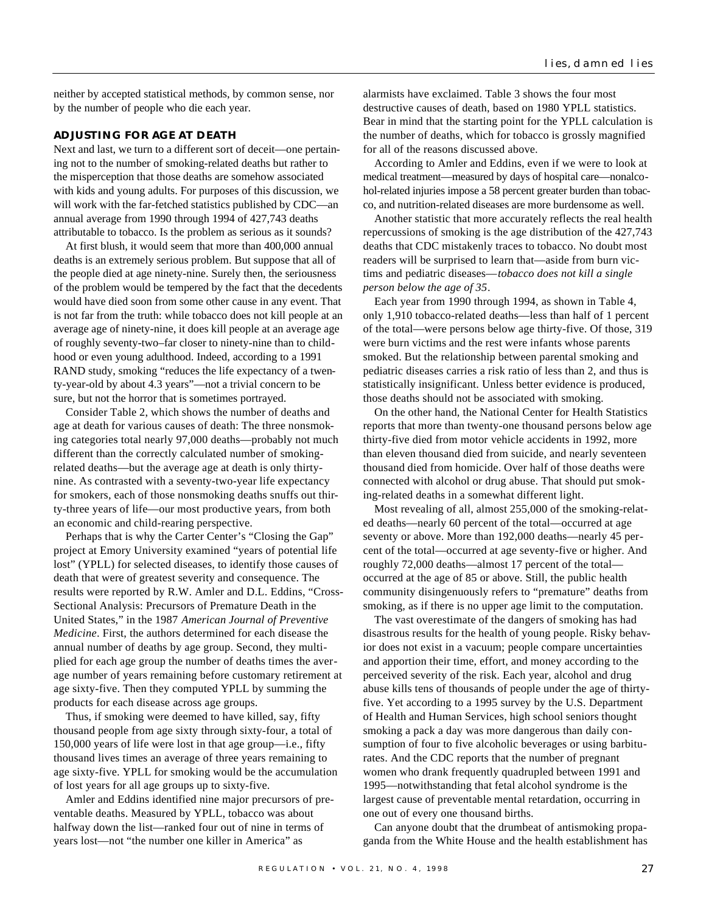neither by accepted statistical methods, by common sense, nor by the number of people who die each year.

### ADJUSTING FOR AGE AT DEATH

Next and last, we turn to a different sort of deceit—one pertaining not to the number of smoking-related deaths but rather to the misperception that those deaths are somehow associated with kids and young adults. For purposes of this discussion, we will work with the far-fetched statistics published by CDC—an annual average from 1990 through 1994 of 427,743 deaths attributable to tobacco. Is the problem as serious as it sounds?

At first blush, it would seem that more than 400,000 annual deaths is an extremely serious problem. But suppose that all of the people died at age ninety-nine. Surely then, the seriousness of the problem would be tempered by the fact that the decedents would have died soon from some other cause in any event. That is not far from the truth: while tobacco does not kill people at an average age of ninety-nine, it does kill people at an average age of roughly seventy-two–far closer to ninety-nine than to childhood or even young adulthood. Indeed, according to a 1991 RAND study, smoking "reduces the life expectancy of a twenty-year-old by about 4.3 years"—not a trivial concern to be sure, but not the horror that is sometimes portrayed.

Consider Table 2, which shows the number of deaths and age at death for various causes of death: The three nonsmoking categories total nearly 97,000 deaths—probably not much different than the correctly calculated number of smoking-related deaths—but the average age at death is only thirty-nine. As contrasted with a seventy-two-year life expectancy for smokers, each of those nonsmoking deaths snuffs out thirty-three years of life—our most productive years, from both an economic and child-rearing perspective.

Perhaps that is why the Carter Center's "Closing the Gap" project at Emory University examined "years of potential life lost" (YPLL) for selected diseases, to identify those causes of death that were of greatest severity and consequence. The results were reported by R.W. Amler and D.L. Eddins, "Cross-Sectional Analysis: Precursors of Premature Death in the United States," in the 1987 *American Journal of Preventive Medicine*. First, the authors determined for each disease the annual number of deaths by age group. Second, they multiplied for each age group the number of deaths times the average number of years remaining before customary retirement at age sixty-five. Then they computed YPLL by summing the products for each disease across age groups.

Thus, if smoking were deemed to have killed, say, fifty thousand people from age sixty through sixty-four, a total of 150,000 years of life were lost in that age group—i.e., fifty thousand lives times an average of three years remaining to age sixty-five. YPLL for smoking would be the accumulation of lost years for all age groups up to sixty-five.

Amler and Eddins identified nine major precursors of preventable deaths. Measured by YPLL, tobacco was about halfway down the list—ranked four out of nine in terms of years lost—not "the number one killer in America" as alarmists have exclaimed. Table 3 shows the four most destructive causes of death, based on 1980 YPLL statistics. Bear in mind that the starting point for the YPLL calculation is the number of deaths, which for tobacco is grossly magnified for all of the reasons discussed above.

According to Amler and Eddins, even if we were to look at medical treatment—measured by days of hospital care—nonalcohol-related injuries impose a 58 percent greater burden than tobacco, and nutrition-related diseases are more burdensome as well.

Another statistic that more accurately reflects the real health repercussions of smoking is the age distribution of the 427,743 deaths that CDC mistakenly traces to tobacco. No doubt most readers will be surprised to learn that—aside from burn victims and pediatric diseases—*tobacco does not kill a single person below the age of 35*.

Each year from 1990 through 1994, as shown in Table 4, only 1,910 tobacco-related deaths—less than half of 1 percent of the total—were persons below age thirty-five. Of those, 319 were burn victims and the rest were infants whose parents smoked. But the relationship between parental smoking and pediatric diseases carries a risk ratio of less than 2, and thus is statistically insignificant. Unless better evidence is produced, those deaths should not be associated with smoking.

On the other hand, the National Center for Health Statistics reports that more than twenty-one thousand persons below age thirty-five died from motor vehicle accidents in 1992, more than eleven thousand died from suicide, and nearly seventeen thousand died from homicide. Over half of those deaths were connected with alcohol or drug abuse. That should put smoking-related deaths in a somewhat different light.

Most revealing of all, almost 255,000 of the smoking-related deaths—nearly 60 percent of the total—occurred at age seventy or above. More than 192,000 deaths—nearly 45 percent of the total—occurred at age seventy-five or higher. And roughly 72,000 deaths—almost 17 percent of the total—occurred at the age of 85 or above. Still, the public health community disingenuously refers to "premature" deaths from smoking, as if there is no upper age limit to the computation.

The vast overestimate of the dangers of smoking has had disastrous results for the health of young people. Risky behavior does not exist in a vacuum; people compare uncertainties and apportion their time, effort, and money according to the perceived severity of the risk. Each year, alcohol and drug abuse kills tens of thousands of people under the age of thirty-five. Yet according to a 1995 survey by the U.S. Department of Health and Human Services, high school seniors thought smoking a pack a day was more dangerous than daily consumption of four to five alcoholic beverages or using barbiturates. And the CDC reports that the number of pregnant women who drank frequently quadrupled between 1991 and 1995—notwithstanding that fetal alcohol syndrome is the largest cause of preventable mental retardation, occurring in one out of every one thousand births.

Can anyone doubt that the drumbeat of antismoking propaganda from the White House and the health establishment has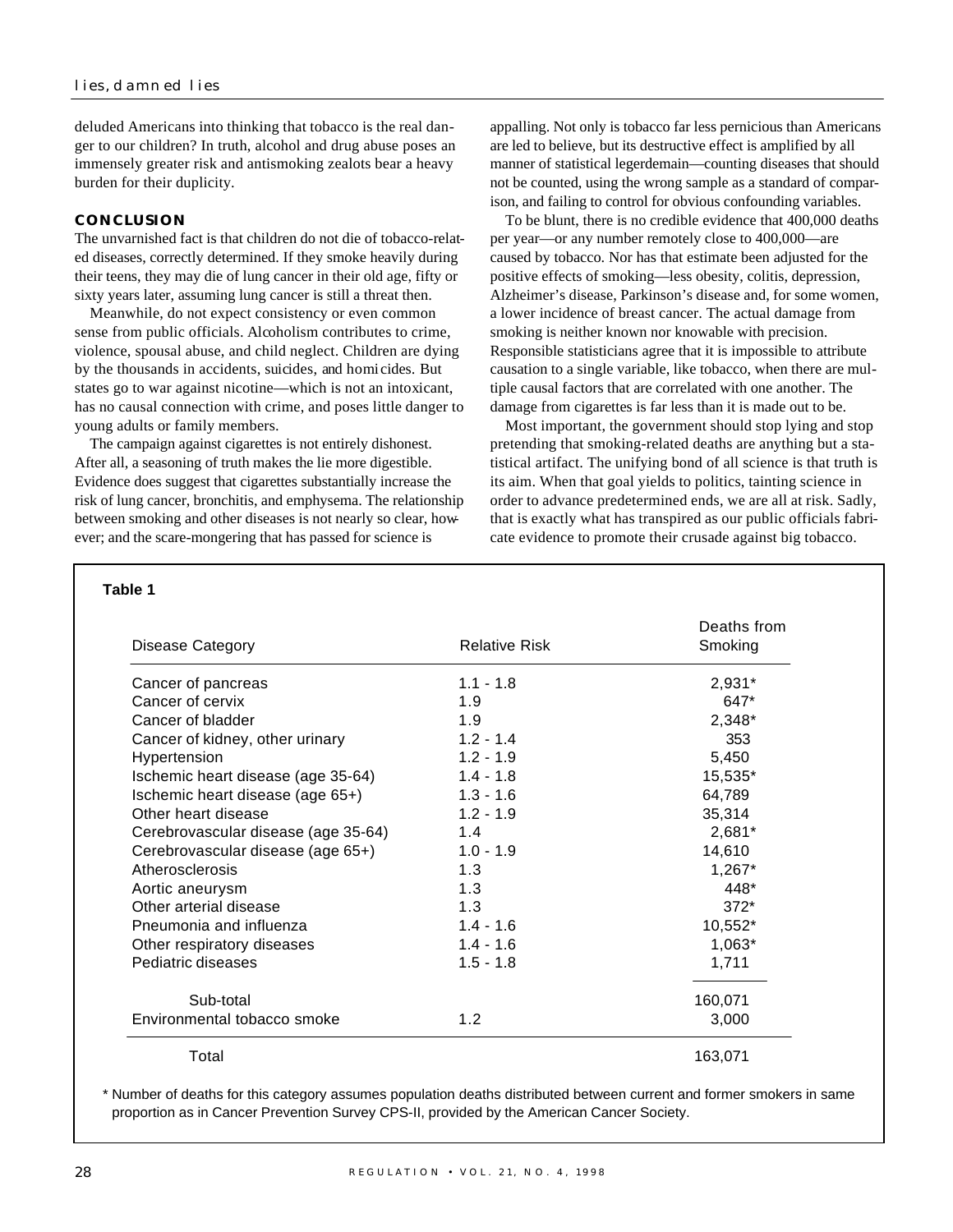deluded Americans into thinking that tobacco is the real danger to our children? In truth, alcohol and drug abuse poses an immensely greater risk and antismoking zealots bear a heavy burden for their duplicity.

### CONCLUSION

The unvarnished fact is that children do not die of tobacco-related diseases, correctly determined. If they smoke heavily during their teens, they may die of lung cancer in their old age, fifty or sixty years later, assuming lung cancer is still a threat then.

Meanwhile, do not expect consistency or even common sense from public officials. Alcoholism contributes to crime, violence, spousal abuse, and child neglect. Children are dying by the thousands in accidents, suicides, and homicides. But states go to war against nicotine—which is not an intoxicant, has no causal connection with crime, and poses little danger to young adults or family members.

The campaign against cigarettes is not entirely dishonest. After all, a seasoning of truth makes the lie more digestible. Evidence does suggest that cigarettes substantially increase the risk of lung cancer, bronchitis, and emphysema. The relationship between smoking and other diseases is not nearly so clear, however; and the scare-mongering that has passed for science is appalling. Not only is tobacco far less pernicious than Americans are led to believe, but its destructive effect is amplified by all manner of statistical legerdemain—counting diseases that should not be counted, using the wrong sample as a standard of comparison, and failing to control for obvious confounding variables.

To be blunt, there is no credible evidence that 400,000 deaths per year—or any number remotely close to 400,000—are caused by tobacco. Nor has that estimate been adjusted for the positive effects of smoking—less obesity, colitis, depression, Alzheimer's disease, Parkinson's disease and, for some women, a lower incidence of breast cancer. The actual damage from smoking is neither known nor knowable with precision. Responsible statisticians agree that it is impossible to attribute causation to a single variable, like tobacco, when there are multiple causal factors that are correlated with one another. The damage from cigarettes is far less than it is made out to be.

Most important, the government should stop lying and stop pretending that smoking-related deaths are anything but a statistical artifact. The unifying bond of all science is that truth is its aim. When that goal yields to politics, tainting science in order to advance predetermined ends, we are all at risk. Sadly, that is exactly what has transpired as our public officials fabricate evidence to promote their crusade against big tobacco.

**Table 1**

| Disease Category | Relative Risk | Deaths from Smoking |
|---|---|---|
| Cancer of pancreas | 1.1 - 1.8 | 2,931* |
| Cancer of cervix | 1.9 | 647* |
| Cancer of bladder | 1.9 | 2,348* |
| Cancer of kidney, other urinary | 1.2 - 1.4 | 353 |
| Hypertension | 1.2 - 1.9 | 5,450 |
| Ischemic heart disease (age 35-64) | 1.4 - 1.8 | 15,535* |
| Ischemic heart disease (age 65+) | 1.3 - 1.6 | 64,789 |
| Other heart disease | 1.2 - 1.9 | 35,314 |
| Cerebrovascular disease (age 35-64) | 1.4 | 2,681* |
| Cerebrovascular disease (age 65+) | 1.0 - 1.9 | 14,610 |
| Atherosclerosis | 1.3 | 1,267* |
| Aortic aneurysm | 1.3 | 448* |
| Other arterial disease | 1.3 | 372* |
| Pneumonia and influenza | 1.4 - 1.6 | 10,552* |
| Other respiratory diseases | 1.4 - 1.6 | 1,063* |
| Pediatric diseases | 1.5 - 1.8 | 1,711 |
| Sub-total | | 160,071 |
| Environmental tobacco smoke | 1.2 | 3,000 |
| Total | | 163,071 |

\* Number of deaths for this category assumes population deaths distributed between current and former smokers in same proportion as in Cancer Prevention Survey CPS-II, provided by the American Cancer Society.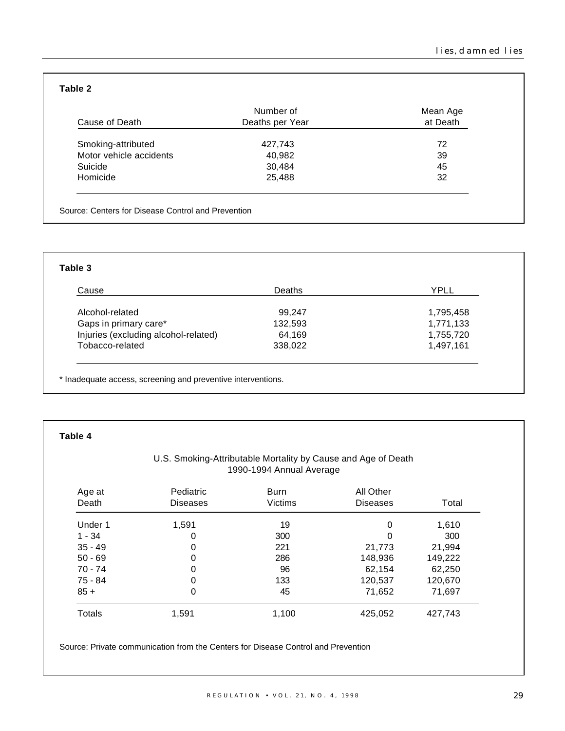**Table 2**

| Cause of Death | Number of Deaths per Year | Mean Age at Death |
|---|---|---|
| Smoking-attributed | 427,743 | 72 |
| Motor vehicle accidents | 40,982 | 39 |
| Suicide | 30,484 | 45 |
| Homicide | 25,488 | 32 |

Source: Centers for Disease Control and Prevention

**Table 3**

| Cause | Deaths | YPLL |
|---|---|---|
| Alcohol-related | 99,247 | 1,795,458 |
| Gaps in primary care* | 132,593 | 1,771,133 |
| Injuries (excluding alcohol-related) | 64,169 | 1,755,720 |
| Tobacco-related | 338,022 | 1,497,161 |

* Inadequate access, screening and preventive interventions.

**Table 4**

U.S. Smoking-Attributable Mortality by Cause and Age of Death
1990-1994 Annual Average

| Age at Death | Pediatric Diseases | Burn Victims | All Other Diseases | Total |
|---|---|---|---|---|
| Under 1 | 1,591 | 19 | 0 | 1,610 |
| 1 - 34 | 0 | 300 | 0 | 300 |
| 35 - 49 | 0 | 221 | 21,773 | 21,994 |
| 50 - 69 | 0 | 286 | 148,936 | 149,222 |
| 70 - 74 | 0 | 96 | 62,154 | 62,250 |
| 75 - 84 | 0 | 133 | 120,537 | 120,670 |
| 85 + | 0 | 45 | 71,652 | 71,697 |
| Totals | 1,591 | 1,100 | 425,052 | 427,743 |

Source: Private communication from the Centers for Disease Control and Prevention